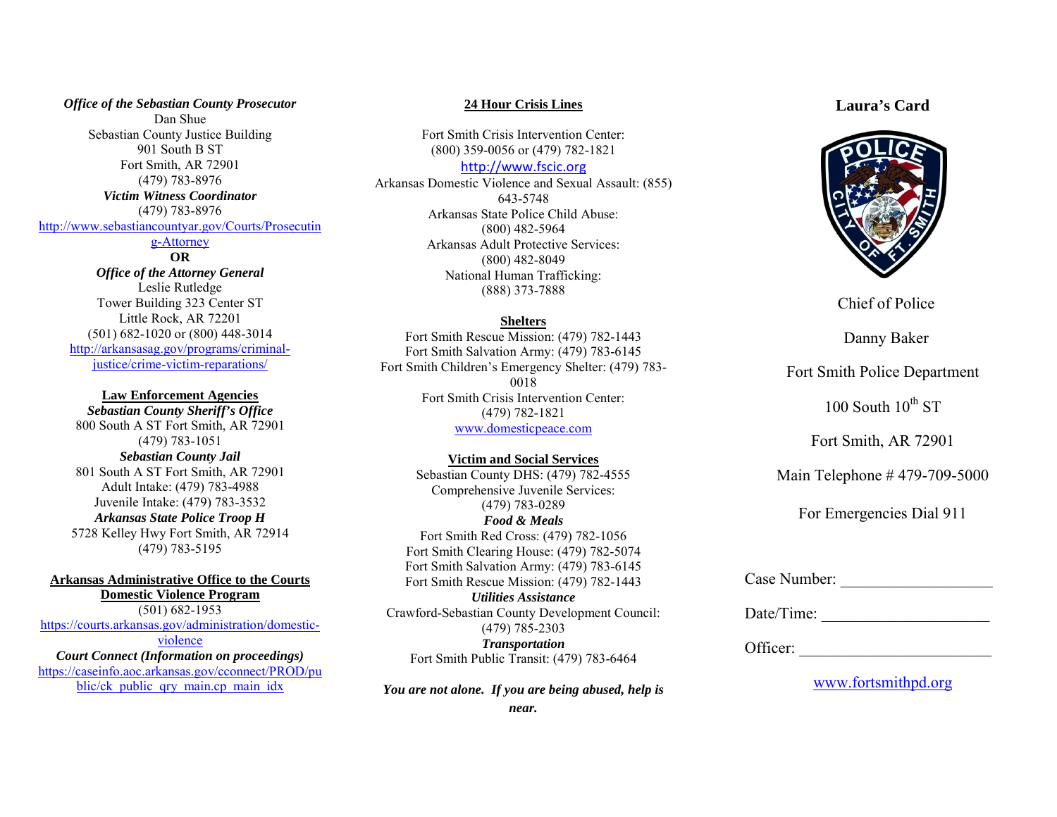***Office of the Sebastian County Prosecutor***
Dan Shue
Sebastian County Justice Building
901 South B ST
Fort Smith, AR 72901
(479) 783-8976

***Victim Witness Coordinator***
(479) 783-8976
http://www.sebastiancountyar.gov/Courts/Prosecuting-Attorney

**OR**

***Office of the Attorney General***
Leslie Rutledge
Tower Building 323 Center ST
Little Rock, AR 72201
(501) 682-1020 or (800) 448-3014
http://arkansasag.gov/programs/criminal-justice/crime-victim-reparations/

**Law Enforcement Agencies**

***Sebastian County Sheriff's Office***
800 South A ST Fort Smith, AR 72901
(479) 783-1051

***Sebastian County Jail***
801 South A ST Fort Smith, AR 72901
Adult Intake: (479) 783-4988
Juvenile Intake: (479) 783-3532

***Arkansas State Police Troop H***
5728 Kelley Hwy Fort Smith, AR 72914
(479) 783-5195

**Arkansas Administrative Office to the Courts**
**Domestic Violence Program**
(501) 682-1953
https://courts.arkansas.gov/administration/domestic-violence

***Court Connect (Information on proceedings)***
https://caseinfo.aoc.arkansas.gov/cconnect/PROD/public/ck_public_qry_main.cp_main_idx

**24 Hour Crisis Lines**

Fort Smith Crisis Intervention Center:
(800) 359-0056 or (479) 782-1821
http://www.fscic.org
Arkansas Domestic Violence and Sexual Assault: (855) 643-5748
Arkansas State Police Child Abuse:
(800) 482-5964
Arkansas Adult Protective Services:
(800) 482-8049
National Human Trafficking:
(888) 373-7888

**Shelters**

Fort Smith Rescue Mission: (479) 782-1443
Fort Smith Salvation Army: (479) 783-6145
Fort Smith Children's Emergency Shelter: (479) 783-0018
Fort Smith Crisis Intervention Center:
(479) 782-1821
www.domesticpeace.com

**Victim and Social Services**

Sebastian County DHS: (479) 782-4555
Comprehensive Juvenile Services:
(479) 783-0289

***Food & Meals***
Fort Smith Red Cross: (479) 782-1056
Fort Smith Clearing House: (479) 782-5074
Fort Smith Salvation Army: (479) 783-6145
Fort Smith Rescue Mission: (479) 782-1443

***Utilities Assistance***
Crawford-Sebastian County Development Council:
(479) 785-2303

***Transportation***
Fort Smith Public Transit: (479) 783-6464

***You are not alone. If you are being abused, help is near.***

# Laura's Card

Chief of Police

Danny Baker

Fort Smith Police Department

100 South 10th ST

Fort Smith, AR 72901

Main Telephone # 479-709-5000

For Emergencies Dial 911

Case Number: ___________________

Date/Time: ____________________

Officer: _______________________

www.fortsmithpd.org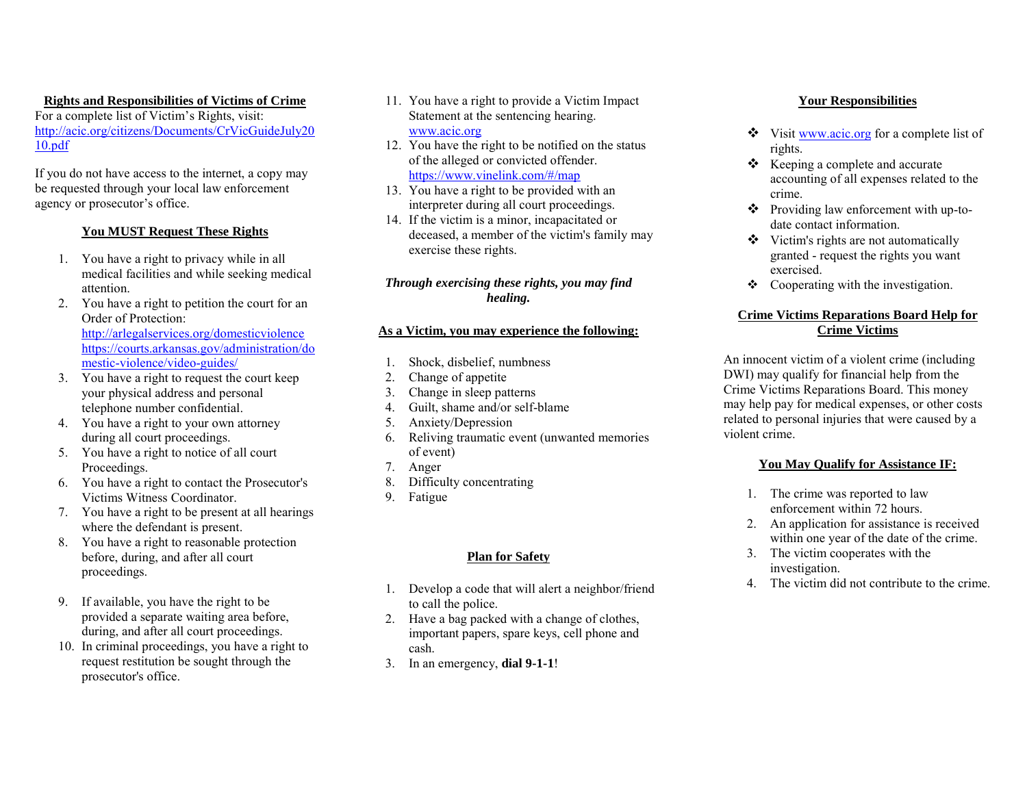## Rights and Responsibilities of Victims of Crime

For a complete list of Victim's Rights, visit: http://acic.org/citizens/Documents/CrVicGuideJuly2010.pdf

If you do not have access to the internet, a copy may be requested through your local law enforcement agency or prosecutor's office.

### You MUST Request These Rights

1. You have a right to privacy while in all medical facilities and while seeking medical attention.
2. You have a right to petition the court for an Order of Protection: http://arlegalservices.org/domesticviolence https://courts.arkansas.gov/administration/domestic-violence/video-guides/
3. You have a right to request the court keep your physical address and personal telephone number confidential.
4. You have a right to your own attorney during all court proceedings.
5. You have a right to notice of all court Proceedings.
6. You have a right to contact the Prosecutor's Victims Witness Coordinator.
7. You have a right to be present at all hearings where the defendant is present.
8. You have a right to reasonable protection before, during, and after all court proceedings.
9. If available, you have the right to be provided with a separate waiting area before, during, and after all court proceedings.
10. In criminal proceedings, you have a right to request restitution be sought through the prosecutor's office.
11. You have a right to provide a Victim Impact Statement at the sentencing hearing. www.acic.org
12. You have the right to be notified on the status of the alleged or convicted offender. https://www.vinelink.com/#/map
13. You have a right to be provided with an interpreter during all court proceedings.
14. If the victim is a minor, incapacitated or deceased, a member of the victim's family may exercise these rights.

***Through exercising these rights, you may find healing.***

### As a Victim, you may experience the following:

1. Shock, disbelief, numbness
2. Change of appetite
3. Change in sleep patterns
4. Guilt, shame and/or self-blame
5. Anxiety/Depression
6. Reliving traumatic event (unwanted memories of event)
7. Anger
8. Difficulty concentrating
9. Fatigue

### Plan for Safety

1. Develop a code that will alert a neighbor/friend to call the police.
2. Have a bag packed with a change of clothes, important papers, spare keys, cell phone and cash.
3. In an emergency, **dial 9-1-1**!

### Your Responsibilities

- Visit www.acic.org for a complete list of rights.
- Keeping a complete and accurate accounting of all expenses related to the crime.
- Providing law enforcement with up-to-date contact information.
- Victim's rights are not automatically granted - request the rights you want exercised.
- Cooperating with the investigation.

### Crime Victims Reparations Board Help for Crime Victims

An innocent victim of a violent crime (including DWI) may qualify for financial help from the Crime Victims Reparations Board. This money may help pay for medical expenses, or other costs related to personal injuries that were caused by a violent crime.

### You May Qualify for Assistance IF:

1. The crime was reported to law enforcement within 72 hours.
2. An application for assistance is received within one year of the date of the crime.
3. The victim cooperates with the investigation.
4. The victim did not contribute to the crime.